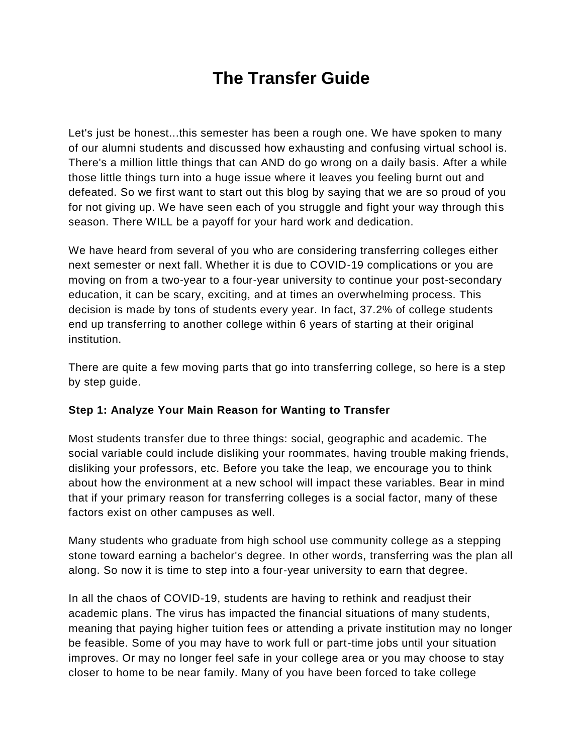# The Transfer Guide

Let's just be honest...this semester has been a rough one. We have spoken to many of our alumni students and discussed how exhausting and confusing virtual school is. There's a million little things that can AND do go wrong on a daily basis. After a while those little things turn into a huge issue where it leaves you feeling burnt out and defeated. So we first want to start out this blog by saying that we are so proud of you for not giving up. We have seen each of you struggle and fight your way through this season. There WILL be a payoff for your hard work and dedication.

We have heard from several of you who are considering transferring colleges either next semester or next fall. Whether it is due to COVID-19 complications or you are moving on from a two-year to a four-year university to continue your post-secondary education, it can be scary, exciting, and at times an overwhelming process. This decision is made by tons of students every year. In fact, 37.2% of college students end up transferring to another college within 6 years of starting at their original institution.

There are quite a few moving parts that go into transferring college, so here is a step by step guide.

**Step 1: Analyze Your Main Reason for Wanting to Transfer**

Most students transfer due to three things: social, geographic and academic. The social variable could include disliking your roommates, having trouble making friends, disliking your professors, etc. Before you take the leap, we encourage you to think about how the environment at a new school will impact these variables. Bear in mind that if your primary reason for transferring colleges is a social factor, many of these factors exist on other campuses as well.

Many students who graduate from high school use community college as a stepping stone toward earning a bachelor's degree. In other words, transferring was the plan all along. So now it is time to step into a four-year university to earn that degree.

In all the chaos of COVID-19, students are having to rethink and readjust their academic plans. The virus has impacted the financial situations of many students, meaning that paying higher tuition fees or attending a private institution may no longer be feasible. Some of you may have to work full or part-time jobs until your situation improves. Or may no longer feel safe in your college area or you may choose to stay closer to home to be near family. Many of you have been forced to take college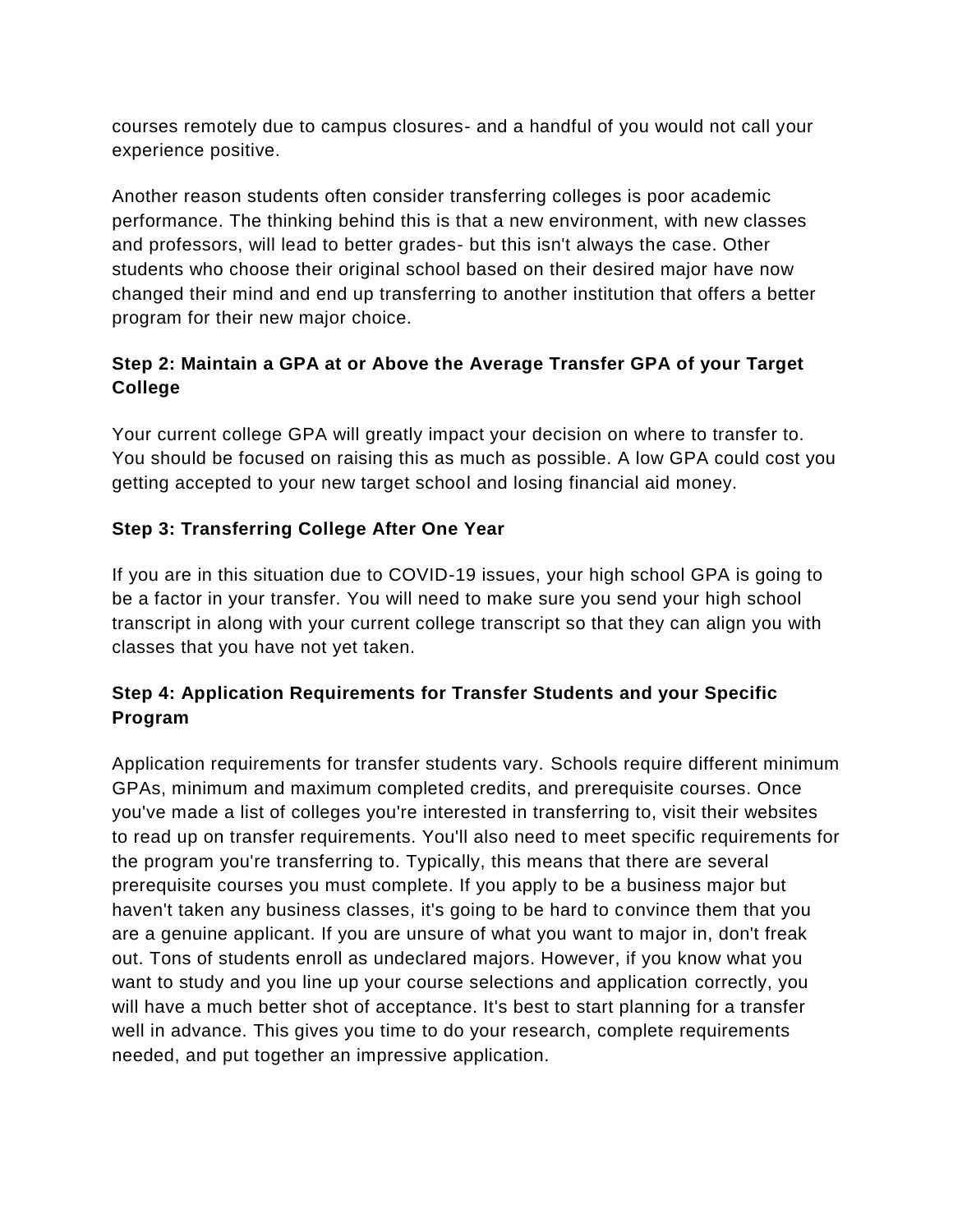courses remotely due to campus closures- and a handful of you would not call your experience positive.

Another reason students often consider transferring colleges is poor academic performance. The thinking behind this is that a new environment, with new classes and professors, will lead to better grades- but this isn't always the case. Other students who choose their original school based on their desired major have now changed their mind and end up transferring to another institution that offers a better program for their new major choice.

### Step 2: Maintain a GPA at or Above the Average Transfer GPA of your Target College

Your current college GPA will greatly impact your decision on where to transfer to. You should be focused on raising this as much as possible. A low GPA could cost you getting accepted to your new target school and losing financial aid money.

### Step 3: Transferring College After One Year

If you are in this situation due to COVID-19 issues, your high school GPA is going to be a factor in your transfer. You will need to make sure you send your high school transcript in along with your current college transcript so that they can align you with classes that you have not yet taken.

### Step 4: Application Requirements for Transfer Students and your Specific Program

Application requirements for transfer students vary. Schools require different minimum GPAs, minimum and maximum completed credits, and prerequisite courses. Once you've made a list of colleges you're interested in transferring to, visit their websites to read up on transfer requirements. You'll also need to meet specific requirements for the program you're transferring to. Typically, this means that there are several prerequisite courses you must complete. If you apply to be a business major but haven't taken any business classes, it's going to be hard to convince them that you are a genuine applicant. If you are unsure of what you want to major in, don't freak out. Tons of students enroll as undeclared majors. However, if you know what you want to study and you line up your course selections and application correctly, you will have a much better shot of acceptance. It's best to start planning for a transfer well in advance. This gives you time to do your research, complete requirements needed, and put together an impressive application.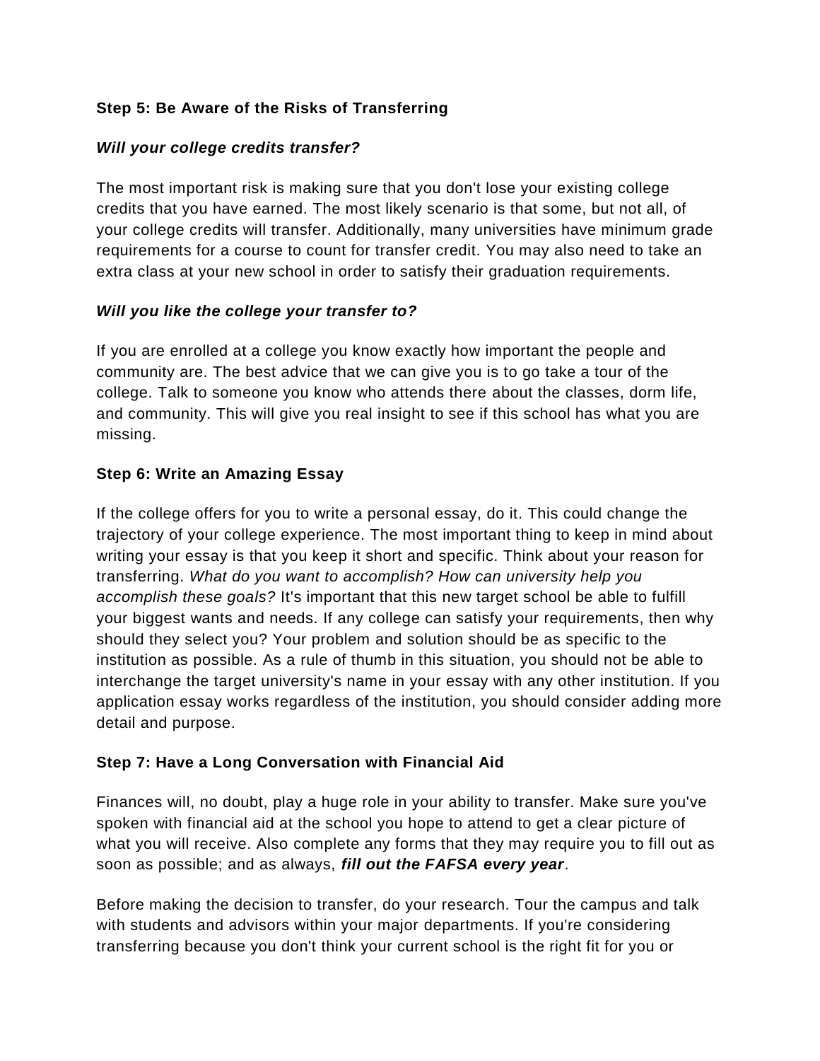**Step 5: Be Aware of the Risks of Transferring**

***Will your college credits transfer?***

The most important risk is making sure that you don't lose your existing college credits that you have earned. The most likely scenario is that some, but not all, of your college credits will transfer. Additionally, many universities have minimum grade requirements for a course to count for transfer credit. You may also need to take an extra class at your new school in order to satisfy their graduation requirements.

***Will you like the college your transfer to?***

If you are enrolled at a college you know exactly how important the people and community are. The best advice that we can give you is to go take a tour of the college. Talk to someone you know who attends there about the classes, dorm life, and community. This will give you real insight to see if this school has what you are missing.

**Step 6: Write an Amazing Essay**

If the college offers for you to write a personal essay, do it. This could change the trajectory of your college experience. The most important thing to keep in mind about writing your essay is that you keep it short and specific. Think about your reason for transferring. *What do you want to accomplish? How can university help you accomplish these goals?* It's important that this new target school be able to fulfill your biggest wants and needs. If any college can satisfy your requirements, then why should they select you? Your problem and solution should be as specific to the institution as possible. As a rule of thumb in this situation, you should not be able to interchange the target university's name in your essay with any other institution. If you application essay works regardless of the institution, you should consider adding more detail and purpose.

**Step 7: Have a Long Conversation with Financial Aid**

Finances will, no doubt, play a huge role in your ability to transfer. Make sure you've spoken with financial aid at the school you hope to attend to get a clear picture of what you will receive. Also complete any forms that they may require you to fill out as soon as possible; and as always, ***fill out the FAFSA every year***.

Before making the decision to transfer, do your research. Tour the campus and talk with students and advisors within your major departments. If you're considering transferring because you don't think your current school is the right fit for you or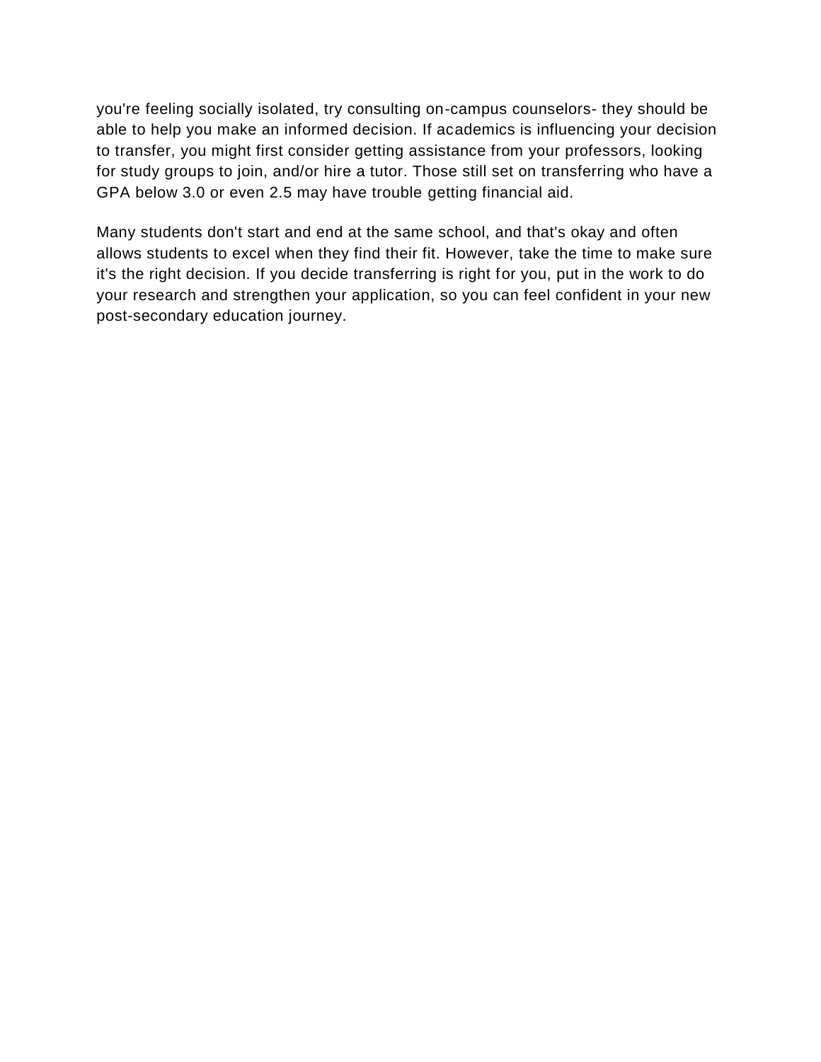you're feeling socially isolated, try consulting on-campus counselors- they should be able to help you make an informed decision. If academics is influencing your decision to transfer, you might first consider getting assistance from your professors, looking for study groups to join, and/or hire a tutor. Those still set on transferring who have a GPA below 3.0 or even 2.5 may have trouble getting financial aid.

Many students don't start and end at the same school, and that's okay and often allows students to excel when they find their fit. However, take the time to make sure it's the right decision. If you decide transferring is right for you, put in the work to do your research and strengthen your application, so you can feel confident in your new post-secondary education journey.